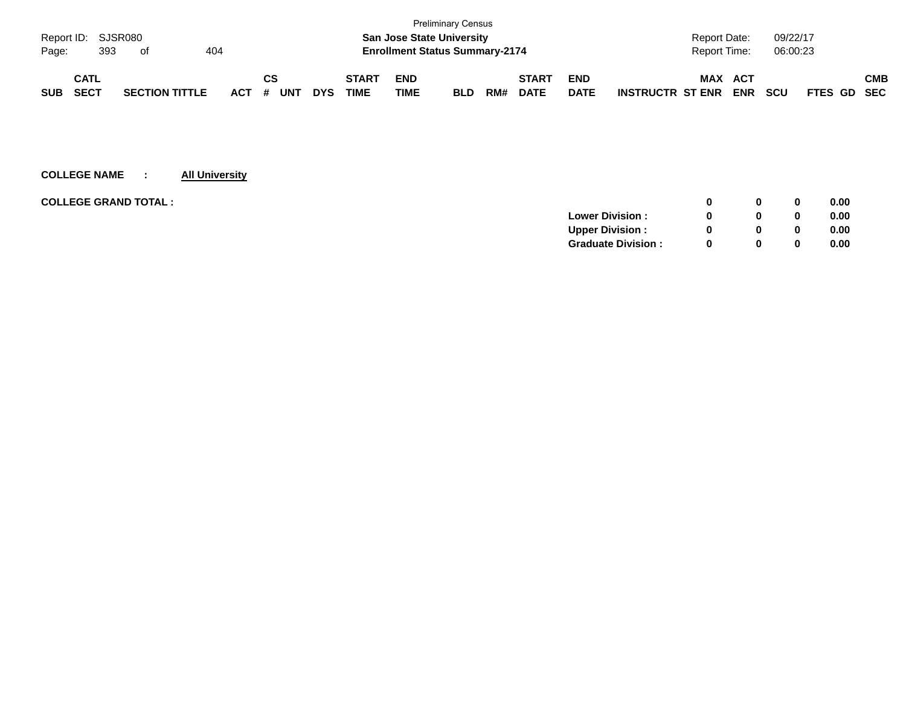Preliminary Census

**San Jose State University**
**Enrollment Status Summary-2174**

Report ID: SJSR080
Report Date: 09/22/17
Report Time: 06:00:23

| SUB | CATL SECT | SECTION TITTLE | ACT | CS # | UNT | DYS | START TIME | END TIME | BLD | RM# | START DATE | END DATE | INSTRUCTR | MAX ST ENR | ACT ENR | SCU | FTES | GD | CMB SEC |
|---|---|---|---|---|---|---|---|---|---|---|---|---|---|---|---|---|---|---|---|

**COLLEGE NAME : All University**

| | MAX ST ENR | ACT ENR | SCU | FTES |
|---|---|---|---|---|
| **COLLEGE GRAND TOTAL :** | **0** | **0** | **0** | **0.00** |
| **Lower Division :** | **0** | **0** | **0** | **0.00** |
| **Upper Division :** | **0** | **0** | **0** | **0.00** |
| **Graduate Division :** | **0** | **0** | **0** | **0.00** |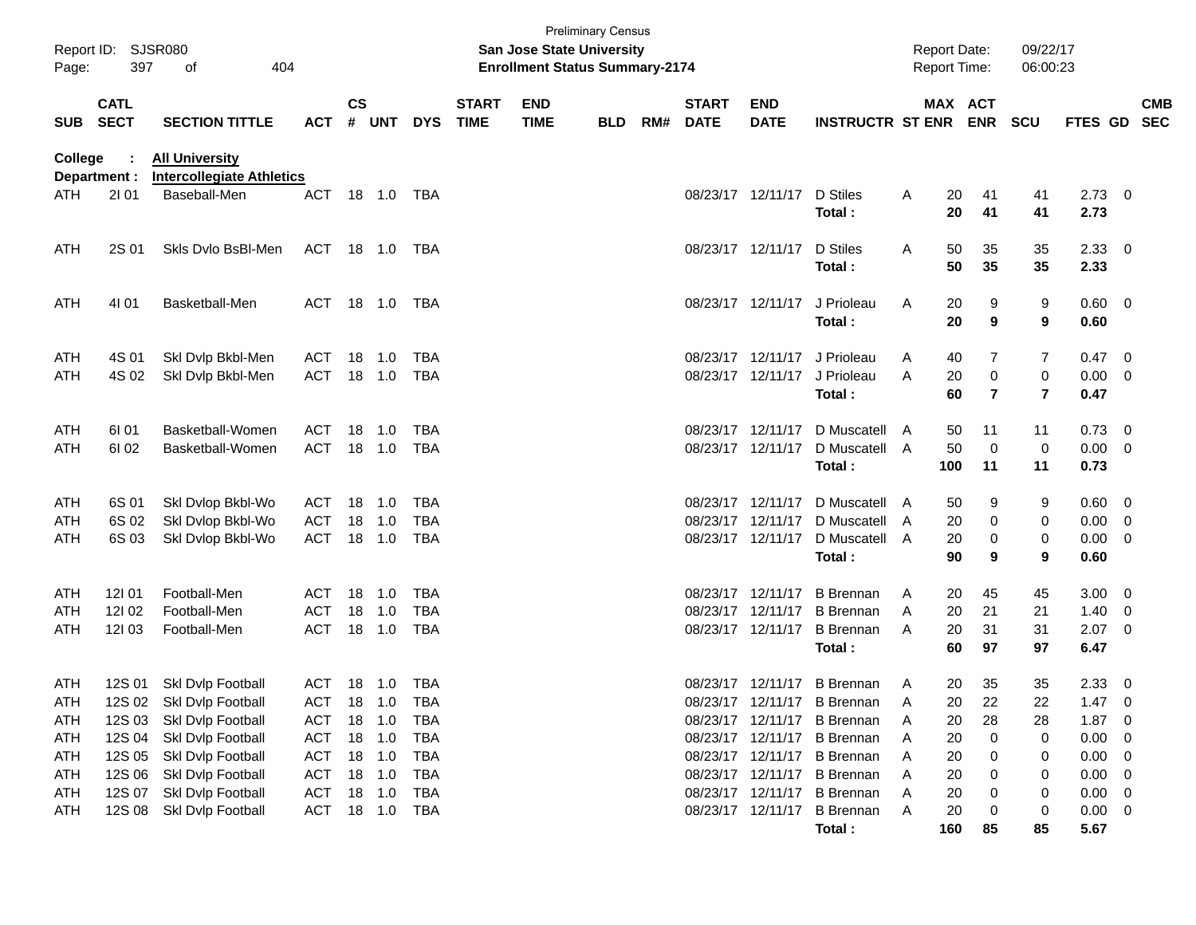Preliminary Census

**San Jose State University**
**Enrollment Status Summary-2174**

Report ID: SJSR080
Page: 397 of 404

Report Date: 09/22/17
Report Time: 06:00:23

**College : All University**
**Department : Intercollegiate Athletics**

| SUB | CATL SECT | SECTION TITTLE | ACT | CS # | UNT | DYS | START TIME | END TIME | BLD | RM# | START DATE | END DATE | INSTRUCTR | ST | MAX ENR | ACT ENR | SCU | FTES | GD | CMB SEC |
|---|---|---|---|---|---|---|---|---|---|---|---|---|---|---|---|---|---|---|---|---|
| ATH | 2I 01 | Baseball-Men | ACT | 18 | 1.0 | TBA | | | | | 08/23/17 | 12/11/17 | D Stiles | A | 20 | 41 | 41 | 2.73 | 0 | |
| | | | | | | | | | | | | | **Total :** | | **20** | **41** | **41** | **2.73** | | |
| ATH | 2S 01 | Skls Dvlo BsBl-Men | ACT | 18 | 1.0 | TBA | | | | | 08/23/17 | 12/11/17 | D Stiles | A | 50 | 35 | 35 | 2.33 | 0 | |
| | | | | | | | | | | | | | **Total :** | | **50** | **35** | **35** | **2.33** | | |
| ATH | 4I 01 | Basketball-Men | ACT | 18 | 1.0 | TBA | | | | | 08/23/17 | 12/11/17 | J Prioleau | A | 20 | 9 | 9 | 0.60 | 0 | |
| | | | | | | | | | | | | | **Total :** | | **20** | **9** | **9** | **0.60** | | |
| ATH | 4S 01 | Skl Dvlp Bkbl-Men | ACT | 18 | 1.0 | TBA | | | | | 08/23/17 | 12/11/17 | J Prioleau | A | 40 | 7 | 7 | 0.47 | 0 | |
| ATH | 4S 02 | Skl Dvlp Bkbl-Men | ACT | 18 | 1.0 | TBA | | | | | 08/23/17 | 12/11/17 | J Prioleau | A | 20 | 0 | 0 | 0.00 | 0 | |
| | | | | | | | | | | | | | **Total :** | | **60** | **7** | **7** | **0.47** | | |
| ATH | 6I 01 | Basketball-Women | ACT | 18 | 1.0 | TBA | | | | | 08/23/17 | 12/11/17 | D Muscatell | A | 50 | 11 | 11 | 0.73 | 0 | |
| ATH | 6I 02 | Basketball-Women | ACT | 18 | 1.0 | TBA | | | | | 08/23/17 | 12/11/17 | D Muscatell | A | 50 | 0 | 0 | 0.00 | 0 | |
| | | | | | | | | | | | | | **Total :** | | **100** | **11** | **11** | **0.73** | | |
| ATH | 6S 01 | Skl Dvlop Bkbl-Wo | ACT | 18 | 1.0 | TBA | | | | | 08/23/17 | 12/11/17 | D Muscatell | A | 50 | 9 | 9 | 0.60 | 0 | |
| ATH | 6S 02 | Skl Dvlop Bkbl-Wo | ACT | 18 | 1.0 | TBA | | | | | 08/23/17 | 12/11/17 | D Muscatell | A | 20 | 0 | 0 | 0.00 | 0 | |
| ATH | 6S 03 | Skl Dvlop Bkbl-Wo | ACT | 18 | 1.0 | TBA | | | | | 08/23/17 | 12/11/17 | D Muscatell | A | 20 | 0 | 0 | 0.00 | 0 | |
| | | | | | | | | | | | | | **Total :** | | **90** | **9** | **9** | **0.60** | | |
| ATH | 12I 01 | Football-Men | ACT | 18 | 1.0 | TBA | | | | | 08/23/17 | 12/11/17 | B Brennan | A | 20 | 45 | 45 | 3.00 | 0 | |
| ATH | 12I 02 | Football-Men | ACT | 18 | 1.0 | TBA | | | | | 08/23/17 | 12/11/17 | B Brennan | A | 20 | 21 | 21 | 1.40 | 0 | |
| ATH | 12I 03 | Football-Men | ACT | 18 | 1.0 | TBA | | | | | 08/23/17 | 12/11/17 | B Brennan | A | 20 | 31 | 31 | 2.07 | 0 | |
| | | | | | | | | | | | | | **Total :** | | **60** | **97** | **97** | **6.47** | | |
| ATH | 12S 01 | Skl Dvlp Football | ACT | 18 | 1.0 | TBA | | | | | 08/23/17 | 12/11/17 | B Brennan | A | 20 | 35 | 35 | 2.33 | 0 | |
| ATH | 12S 02 | Skl Dvlp Football | ACT | 18 | 1.0 | TBA | | | | | 08/23/17 | 12/11/17 | B Brennan | A | 20 | 22 | 22 | 1.47 | 0 | |
| ATH | 12S 03 | Skl Dvlp Football | ACT | 18 | 1.0 | TBA | | | | | 08/23/17 | 12/11/17 | B Brennan | A | 20 | 28 | 28 | 1.87 | 0 | |
| ATH | 12S 04 | Skl Dvlp Football | ACT | 18 | 1.0 | TBA | | | | | 08/23/17 | 12/11/17 | B Brennan | A | 20 | 0 | 0 | 0.00 | 0 | |
| ATH | 12S 05 | Skl Dvlp Football | ACT | 18 | 1.0 | TBA | | | | | 08/23/17 | 12/11/17 | B Brennan | A | 20 | 0 | 0 | 0.00 | 0 | |
| ATH | 12S 06 | Skl Dvlp Football | ACT | 18 | 1.0 | TBA | | | | | 08/23/17 | 12/11/17 | B Brennan | A | 20 | 0 | 0 | 0.00 | 0 | |
| ATH | 12S 07 | Skl Dvlp Football | ACT | 18 | 1.0 | TBA | | | | | 08/23/17 | 12/11/17 | B Brennan | A | 20 | 0 | 0 | 0.00 | 0 | |
| ATH | 12S 08 | Skl Dvlp Football | ACT | 18 | 1.0 | TBA | | | | | 08/23/17 | 12/11/17 | B Brennan | A | 20 | 0 | 0 | 0.00 | 0 | |
| | | | | | | | | | | | | | **Total :** | | **160** | **85** | **85** | **5.67** | | |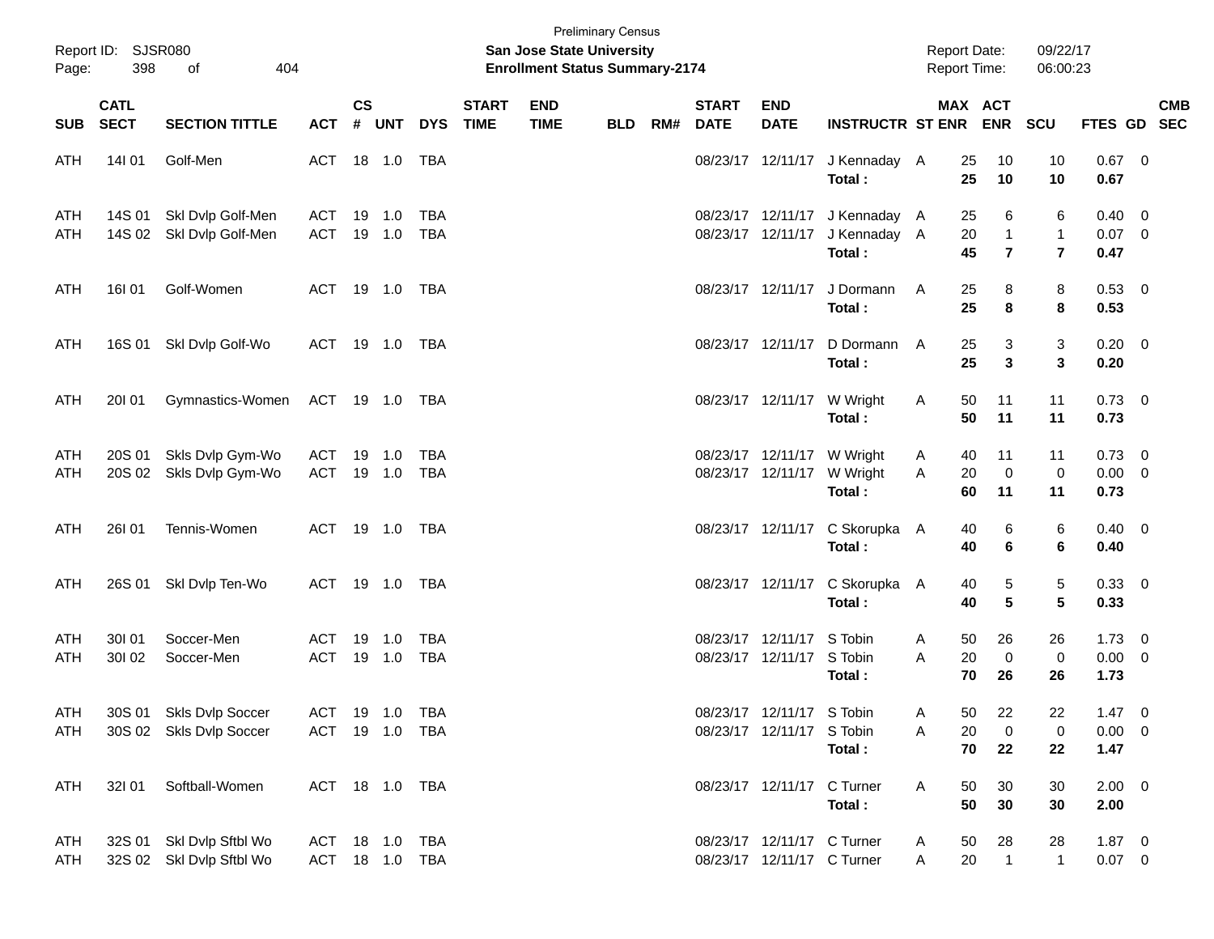Preliminary Census

**San Jose State University**

**Enrollment Status Summary-2174**

Report ID: SJSR080

Report Date: 09/22/17

Report Time: 06:00:23

| SUB | CATL SECT | SECTION TITTLE | ACT | CS # | UNT | DYS | START TIME | END TIME | BLD | RM# | START DATE | END DATE | INSTRUCTR | ST | MAX ENR | ACT ENR | SCU | FTES | GD | CMB SEC |
|---|---|---|---|---|---|---|---|---|---|---|---|---|---|---|---|---|---|---|---|---|
| ATH | 14I 01 | Golf-Men | ACT | 18 | 1.0 | TBA | | | | | 08/23/17 | 12/11/17 | J Kennaday | A | 25 | 10 | 10 | 0.67 | 0 | |
| | | | | | | | | | | | | | **Total :** | | **25** | **10** | **10** | **0.67** | | |
| ATH | 14S 01 | Skl Dvlp Golf-Men | ACT | 19 | 1.0 | TBA | | | | | 08/23/17 | 12/11/17 | J Kennaday | A | 25 | 6 | 6 | 0.40 | 0 | |
| ATH | 14S 02 | Skl Dvlp Golf-Men | ACT | 19 | 1.0 | TBA | | | | | 08/23/17 | 12/11/17 | J Kennaday | A | 20 | 1 | 1 | 0.07 | 0 | |
| | | | | | | | | | | | | | **Total :** | | **45** | **7** | **7** | **0.47** | | |
| ATH | 16I 01 | Golf-Women | ACT | 19 | 1.0 | TBA | | | | | 08/23/17 | 12/11/17 | J Dormann | A | 25 | 8 | 8 | 0.53 | 0 | |
| | | | | | | | | | | | | | **Total :** | | **25** | **8** | **8** | **0.53** | | |
| ATH | 16S 01 | Skl Dvlp Golf-Wo | ACT | 19 | 1.0 | TBA | | | | | 08/23/17 | 12/11/17 | D Dormann | A | 25 | 3 | 3 | 0.20 | 0 | |
| | | | | | | | | | | | | | **Total :** | | **25** | **3** | **3** | **0.20** | | |
| ATH | 20I 01 | Gymnastics-Women | ACT | 19 | 1.0 | TBA | | | | | 08/23/17 | 12/11/17 | W Wright | A | 50 | 11 | 11 | 0.73 | 0 | |
| | | | | | | | | | | | | | **Total :** | | **50** | **11** | **11** | **0.73** | | |
| ATH | 20S 01 | Skls Dvlp Gym-Wo | ACT | 19 | 1.0 | TBA | | | | | 08/23/17 | 12/11/17 | W Wright | A | 40 | 11 | 11 | 0.73 | 0 | |
| ATH | 20S 02 | Skls Dvlp Gym-Wo | ACT | 19 | 1.0 | TBA | | | | | 08/23/17 | 12/11/17 | W Wright | A | 20 | 0 | 0 | 0.00 | 0 | |
| | | | | | | | | | | | | | **Total :** | | **60** | **11** | **11** | **0.73** | | |
| ATH | 26I 01 | Tennis-Women | ACT | 19 | 1.0 | TBA | | | | | 08/23/17 | 12/11/17 | C Skorupka | A | 40 | 6 | 6 | 0.40 | 0 | |
| | | | | | | | | | | | | | **Total :** | | **40** | **6** | **6** | **0.40** | | |
| ATH | 26S 01 | Skl Dvlp Ten-Wo | ACT | 19 | 1.0 | TBA | | | | | 08/23/17 | 12/11/17 | C Skorupka | A | 40 | 5 | 5 | 0.33 | 0 | |
| | | | | | | | | | | | | | **Total :** | | **40** | **5** | **5** | **0.33** | | |
| ATH | 30I 01 | Soccer-Men | ACT | 19 | 1.0 | TBA | | | | | 08/23/17 | 12/11/17 | S Tobin | A | 50 | 26 | 26 | 1.73 | 0 | |
| ATH | 30I 02 | Soccer-Men | ACT | 19 | 1.0 | TBA | | | | | 08/23/17 | 12/11/17 | S Tobin | A | 20 | 0 | 0 | 0.00 | 0 | |
| | | | | | | | | | | | | | **Total :** | | **70** | **26** | **26** | **1.73** | | |
| ATH | 30S 01 | Skls Dvlp Soccer | ACT | 19 | 1.0 | TBA | | | | | 08/23/17 | 12/11/17 | S Tobin | A | 50 | 22 | 22 | 1.47 | 0 | |
| ATH | 30S 02 | Skls Dvlp Soccer | ACT | 19 | 1.0 | TBA | | | | | 08/23/17 | 12/11/17 | S Tobin | A | 20 | 0 | 0 | 0.00 | 0 | |
| | | | | | | | | | | | | | **Total :** | | **70** | **22** | **22** | **1.47** | | |
| ATH | 32I 01 | Softball-Women | ACT | 18 | 1.0 | TBA | | | | | 08/23/17 | 12/11/17 | C Turner | A | 50 | 30 | 30 | 2.00 | 0 | |
| | | | | | | | | | | | | | **Total :** | | **50** | **30** | **30** | **2.00** | | |
| ATH | 32S 01 | Skl Dvlp Sftbl Wo | ACT | 18 | 1.0 | TBA | | | | | 08/23/17 | 12/11/17 | C Turner | A | 50 | 28 | 28 | 1.87 | 0 | |
| ATH | 32S 02 | Skl Dvlp Sftbl Wo | ACT | 18 | 1.0 | TBA | | | | | 08/23/17 | 12/11/17 | C Turner | A | 20 | 1 | 1 | 0.07 | 0 | |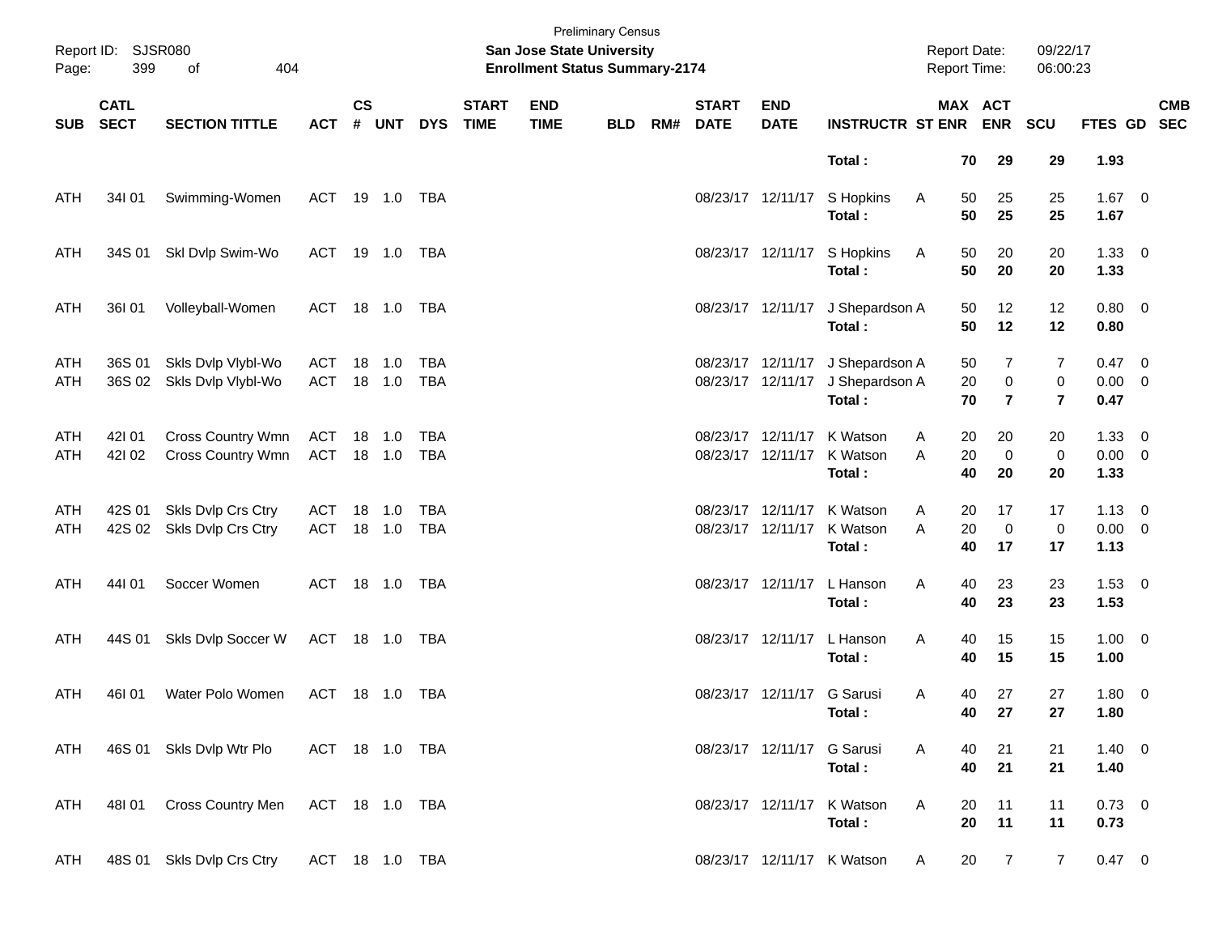Preliminary Census

**San Jose State University**

**Enrollment Status Summary-2174**

Report ID: SJSR080

Report Date: 09/22/17

Report Time: 06:00:23

| SUB | CATL SECT | SECTION TITTLE | ACT | CS # | UNT | DYS | START TIME | END TIME | BLD | RM# | START DATE | END DATE | INSTRUCTR | ST | MAX ENR | ACT ENR | SCU | FTES | GD | CMB SEC |
|---|---|---|---|---|---|---|---|---|---|---|---|---|---|---|---|---|---|---|---|---|
| | | | | | | | | | | | | | **Total :** | | **70** | **29** | **29** | **1.93** | | |
| ATH | 34I 01 | Swimming-Women | ACT | 19 | 1.0 | TBA | | | | | 08/23/17 | 12/11/17 | S Hopkins | A | 50 | 25 | 25 | 1.67 | 0 | |
| | | | | | | | | | | | | | **Total :** | | **50** | **25** | **25** | **1.67** | | |
| ATH | 34S 01 | Skl Dvlp Swim-Wo | ACT | 19 | 1.0 | TBA | | | | | 08/23/17 | 12/11/17 | S Hopkins | A | 50 | 20 | 20 | 1.33 | 0 | |
| | | | | | | | | | | | | | **Total :** | | **50** | **20** | **20** | **1.33** | | |
| ATH | 36I 01 | Volleyball-Women | ACT | 18 | 1.0 | TBA | | | | | 08/23/17 | 12/11/17 | J Shepardson | A | 50 | 12 | 12 | 0.80 | 0 | |
| | | | | | | | | | | | | | **Total :** | | **50** | **12** | **12** | **0.80** | | |
| ATH | 36S 01 | Skls Dvlp Vlybl-Wo | ACT | 18 | 1.0 | TBA | | | | | 08/23/17 | 12/11/17 | J Shepardson | A | 50 | 7 | 7 | 0.47 | 0 | |
| ATH | 36S 02 | Skls Dvlp Vlybl-Wo | ACT | 18 | 1.0 | TBA | | | | | 08/23/17 | 12/11/17 | J Shepardson | A | 20 | 0 | 0 | 0.00 | 0 | |
| | | | | | | | | | | | | | **Total :** | | **70** | **7** | **7** | **0.47** | | |
| ATH | 42I 01 | Cross Country Wmn | ACT | 18 | 1.0 | TBA | | | | | 08/23/17 | 12/11/17 | K Watson | A | 20 | 20 | 20 | 1.33 | 0 | |
| ATH | 42I 02 | Cross Country Wmn | ACT | 18 | 1.0 | TBA | | | | | 08/23/17 | 12/11/17 | K Watson | A | 20 | 0 | 0 | 0.00 | 0 | |
| | | | | | | | | | | | | | **Total :** | | **40** | **20** | **20** | **1.33** | | |
| ATH | 42S 01 | Skls Dvlp Crs Ctry | ACT | 18 | 1.0 | TBA | | | | | 08/23/17 | 12/11/17 | K Watson | A | 20 | 17 | 17 | 1.13 | 0 | |
| ATH | 42S 02 | Skls Dvlp Crs Ctry | ACT | 18 | 1.0 | TBA | | | | | 08/23/17 | 12/11/17 | K Watson | A | 20 | 0 | 0 | 0.00 | 0 | |
| | | | | | | | | | | | | | **Total :** | | **40** | **17** | **17** | **1.13** | | |
| ATH | 44I 01 | Soccer Women | ACT | 18 | 1.0 | TBA | | | | | 08/23/17 | 12/11/17 | L Hanson | A | 40 | 23 | 23 | 1.53 | 0 | |
| | | | | | | | | | | | | | **Total :** | | **40** | **23** | **23** | **1.53** | | |
| ATH | 44S 01 | Skls Dvlp Soccer W | ACT | 18 | 1.0 | TBA | | | | | 08/23/17 | 12/11/17 | L Hanson | A | 40 | 15 | 15 | 1.00 | 0 | |
| | | | | | | | | | | | | | **Total :** | | **40** | **15** | **15** | **1.00** | | |
| ATH | 46I 01 | Water Polo Women | ACT | 18 | 1.0 | TBA | | | | | 08/23/17 | 12/11/17 | G Sarusi | A | 40 | 27 | 27 | 1.80 | 0 | |
| | | | | | | | | | | | | | **Total :** | | **40** | **27** | **27** | **1.80** | | |
| ATH | 46S 01 | Skls Dvlp Wtr Plo | ACT | 18 | 1.0 | TBA | | | | | 08/23/17 | 12/11/17 | G Sarusi | A | 40 | 21 | 21 | 1.40 | 0 | |
| | | | | | | | | | | | | | **Total :** | | **40** | **21** | **21** | **1.40** | | |
| ATH | 48I 01 | Cross Country Men | ACT | 18 | 1.0 | TBA | | | | | 08/23/17 | 12/11/17 | K Watson | A | 20 | 11 | 11 | 0.73 | 0 | |
| | | | | | | | | | | | | | **Total :** | | **20** | **11** | **11** | **0.73** | | |
| ATH | 48S 01 | Skls Dvlp Crs Ctry | ACT | 18 | 1.0 | TBA | | | | | 08/23/17 | 12/11/17 | K Watson | A | 20 | 7 | 7 | 0.47 | 0 | |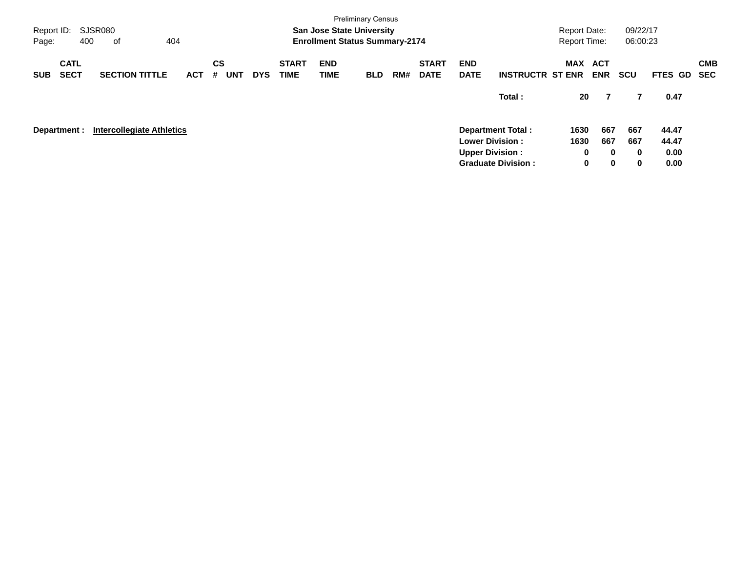Preliminary Census

**San Jose State University**

**Enrollment Status Summary-2174**

Report ID: SJSR080

Report Date: 09/22/17

Report Time: 06:00:23

| SUB | CATL SECT | SECTION TITTLE | ACT | CS # | UNT | DYS | START TIME | END TIME | BLD | RM# | START DATE | END DATE | INSTRUCTR | MAX ST ENR | ACT ENR | SCU | FTES | GD | CMB SEC |
|---|---|---|---|---|---|---|---|---|---|---|---|---|---|---|---|---|---|---|---|
| | | | | | | | | | | | | | **Total :** | **20** | **7** | **7** | **0.47** | | |

**Department : Intercollegiate Athletics**

| | MAX ST ENR | ACT ENR | SCU | FTES |
|---|---|---|---|---|
| **Department Total :** | **1630** | **667** | **667** | **44.47** |
| **Lower Division :** | **1630** | **667** | **667** | **44.47** |
| **Upper Division :** | **0** | **0** | **0** | **0.00** |
| **Graduate Division :** | **0** | **0** | **0** | **0.00** |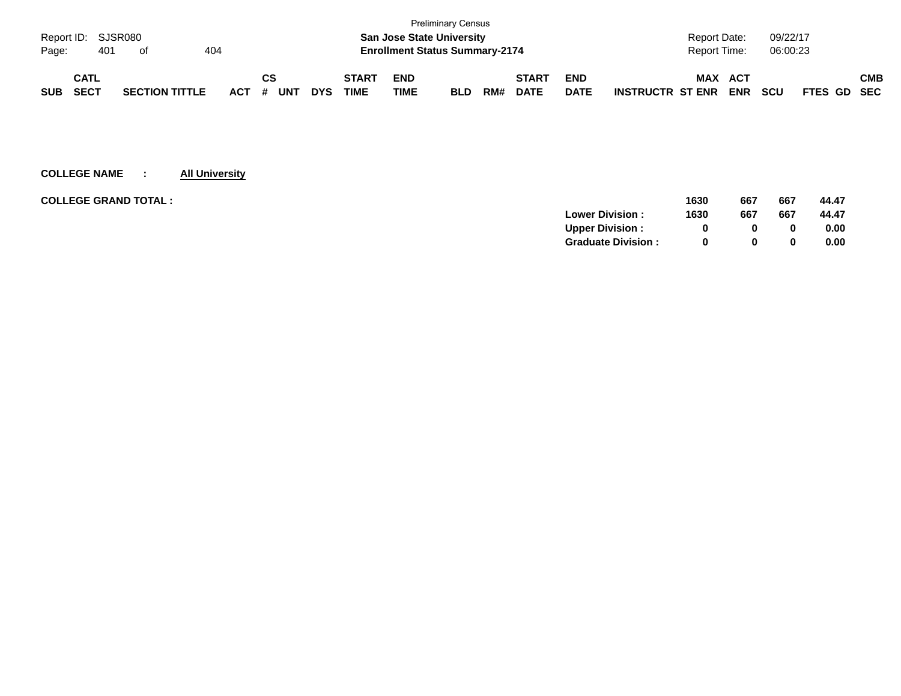Preliminary Census

**San Jose State University**

**Enrollment Status Summary-2174**

Report ID: SJSR080

Report Date: 09/22/17

Report Time: 06:00:23

| SUB | CATL SECT | SECTION TITTLE | ACT | CS # | UNT | DYS | START TIME | END TIME | BLD | RM# | START DATE | END DATE | INSTRUCTR | MAX ST ENR | ACT ENR | SCU | FTES | GD | CMB SEC |
|---|---|---|---|---|---|---|---|---|---|---|---|---|---|---|---|---|---|---|---|

**COLLEGE NAME : All University**

**COLLEGE GRAND TOTAL :**

| | MAX ST ENR | ACT ENR | SCU | FTES |
|---|---|---|---|---|
| | **1630** | **667** | **667** | **44.47** |
| **Lower Division :** | **1630** | **667** | **667** | **44.47** |
| **Upper Division :** | **0** | **0** | **0** | **0.00** |
| **Graduate Division :** | **0** | **0** | **0** | **0.00** |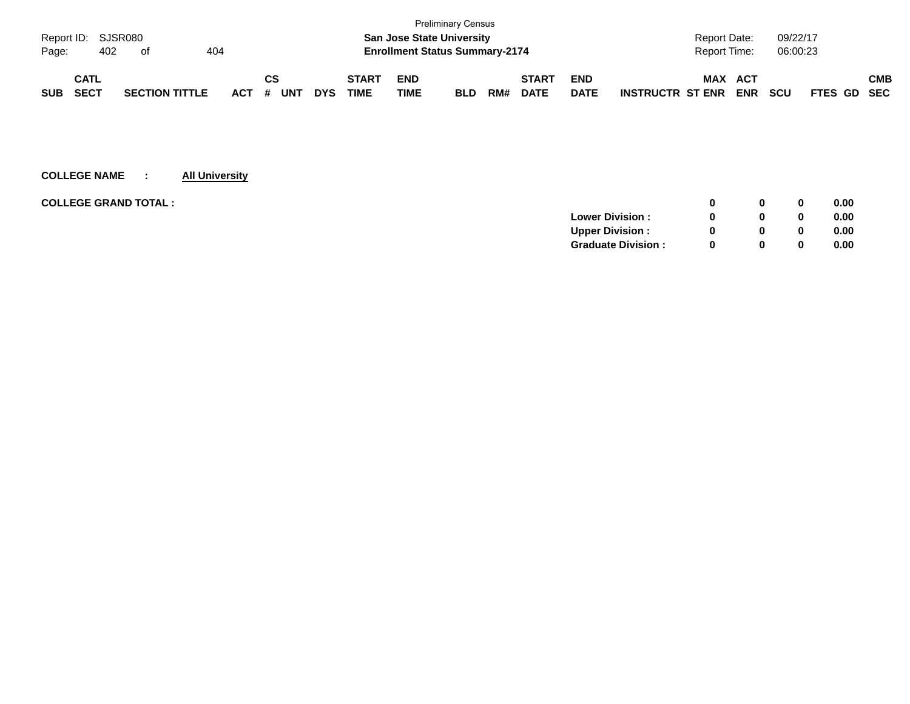Preliminary Census

**San Jose State University**

**Enrollment Status Summary-2174**

| SUB | CATL SECT | SECTION TITTLE | ACT | CS # | UNT | DYS | START TIME | END TIME | BLD | RM# | START DATE | END DATE | INSTRUCTR | MAX ST ENR | ACT ENR | SCU | FTES | GD | CMB SEC |
|---|---|---|---|---|---|---|---|---|---|---|---|---|---|---|---|---|---|---|---|

**COLLEGE NAME : All University**

| | | MAX ST ENR | ACT ENR | SCU | FTES |
|---|---|---|---|---|---|
| **COLLEGE GRAND TOTAL :** | | **0** | **0** | **0** | **0.00** |
| | **Lower Division :** | **0** | **0** | **0** | **0.00** |
| | **Upper Division :** | **0** | **0** | **0** | **0.00** |
| | **Graduate Division :** | **0** | **0** | **0** | **0.00** |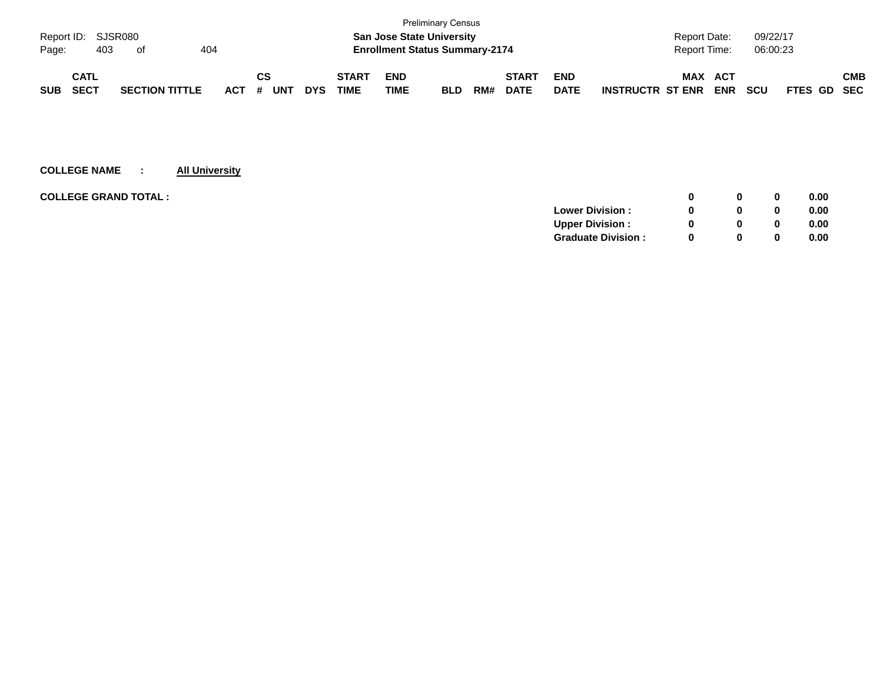| SUB | CATL SECT | SECTION TITTLE | ACT | CS # | UNT | DYS | START TIME | END TIME | BLD | RM# | START DATE | END DATE | INSTRUCTR | MAX ST ENR | ACT ENR | SCU | FTES | GD | CMB SEC |
|---|---|---|---|---|---|---|---|---|---|---|---|---|---|---|---|---|---|---|---|

**COLLEGE NAME : All University**

| | | | | |
|---|---|---|---|---|
| **COLLEGE GRAND TOTAL :** | **0** | **0** | **0** | **0.00** |
| **Lower Division :** | **0** | **0** | **0** | **0.00** |
| **Upper Division :** | **0** | **0** | **0** | **0.00** |
| **Graduate Division :** | **0** | **0** | **0** | **0.00** |